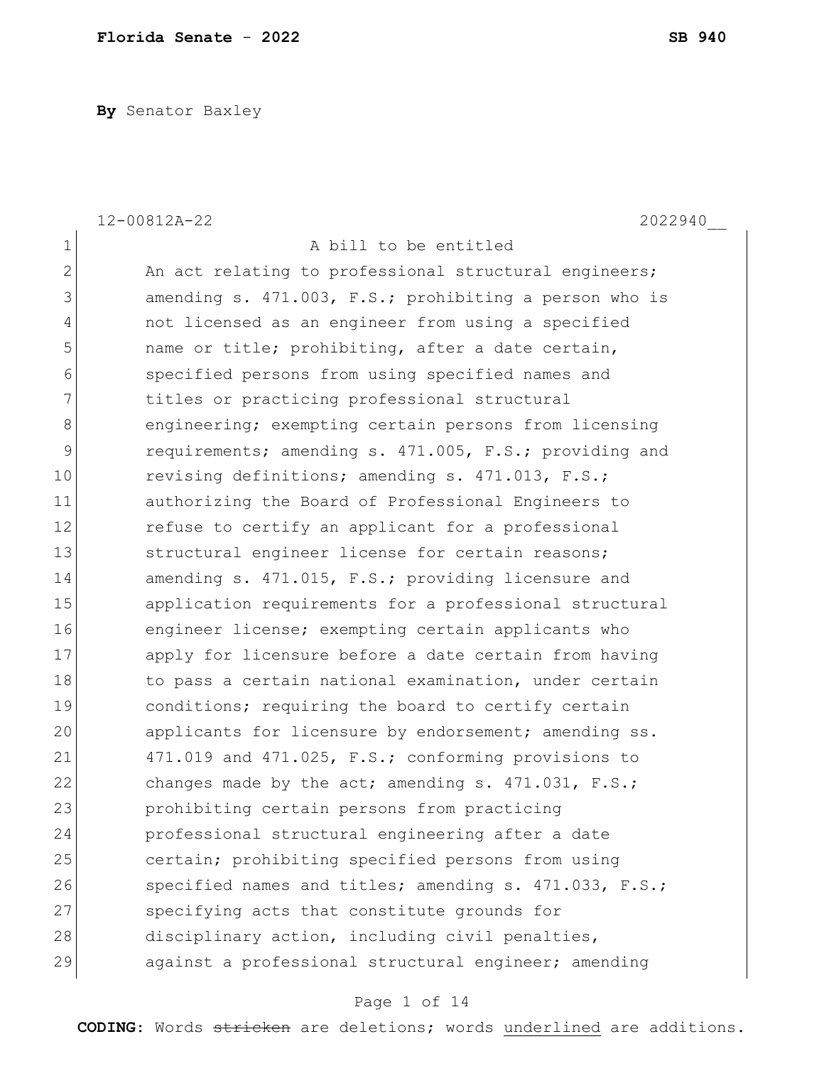**By** Senator Baxley

12-00812A-22 2022940__

A bill to be entitled

An act relating to professional structural engineers; amending s. 471.003, F.S.; prohibiting a person who is not licensed as an engineer from using a specified name or title; prohibiting, after a date certain, specified persons from using specified names and titles or practicing professional structural engineering; exempting certain persons from licensing requirements; amending s. 471.005, F.S.; providing and revising definitions; amending s. 471.013, F.S.; authorizing the Board of Professional Engineers to refuse to certify an applicant for a professional structural engineer license for certain reasons; amending s. 471.015, F.S.; providing licensure and application requirements for a professional structural engineer license; exempting certain applicants who apply for licensure before a date certain from having to pass a certain national examination, under certain conditions; requiring the board to certify certain applicants for licensure by endorsement; amending ss. 471.019 and 471.025, F.S.; conforming provisions to changes made by the act; amending s. 471.031, F.S.; prohibiting certain persons from practicing professional structural engineering after a date certain; prohibiting specified persons from using specified names and titles; amending s. 471.033, F.S.; specifying acts that constitute grounds for disciplinary action, including civil penalties, against a professional structural engineer; amending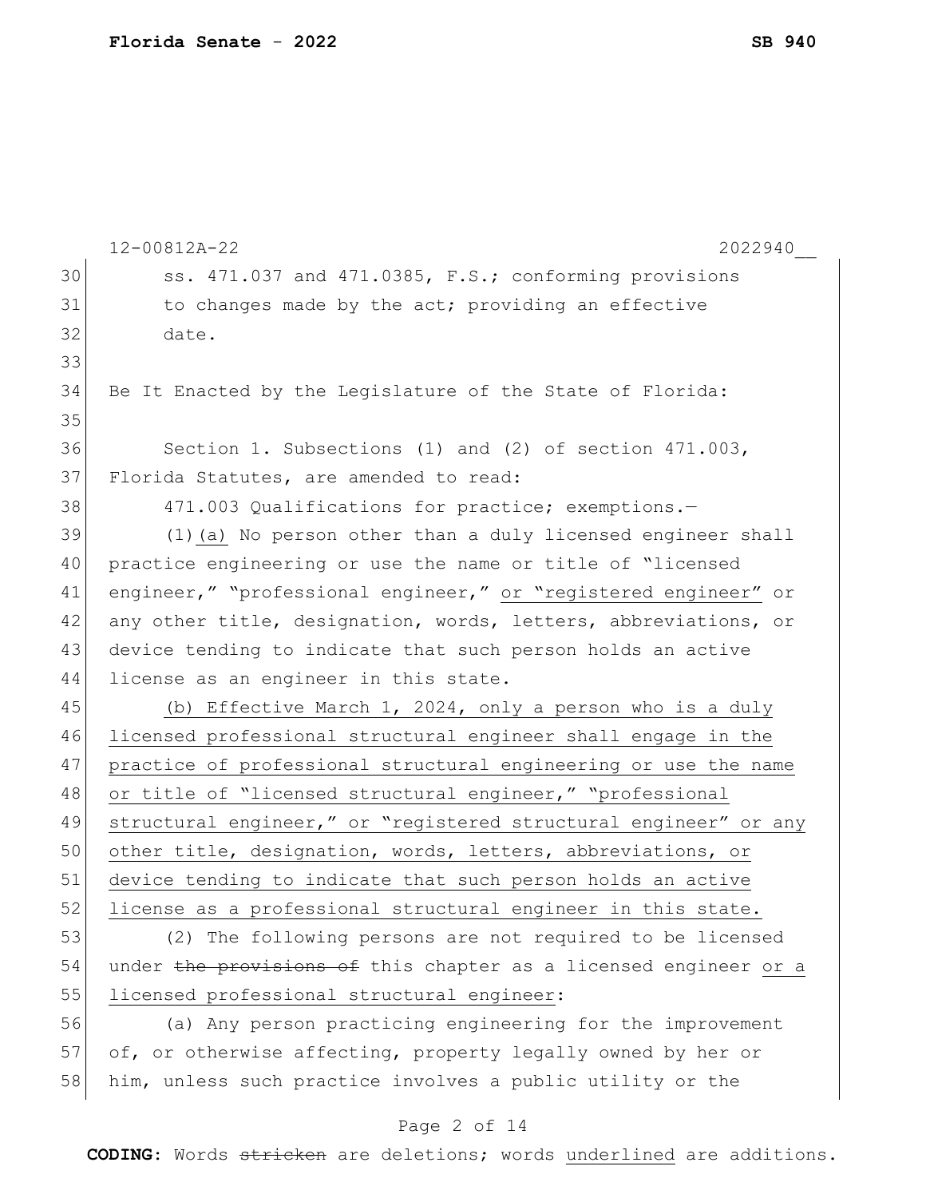ss. 471.037 and 471.0385, F.S.; conforming provisions to changes made by the act; providing an effective date.

Be It Enacted by the Legislature of the State of Florida:

Section 1. Subsections (1) and (2) of section 471.003, Florida Statutes, are amended to read:

471.003 Qualifications for practice; exemptions.—

(1)<u>(a)</u> No person other than a duly licensed engineer shall practice engineering or use the name or title of "licensed engineer," "professional engineer," <u>or "registered engineer"</u> or any other title, designation, words, letters, abbreviations, or device tending to indicate that such person holds an active license as an engineer in this state.

<u>(b) Effective March 1, 2024, only a person who is a duly licensed professional structural engineer shall engage in the practice of professional structural engineering or use the name or title of "licensed structural engineer," "professional structural engineer," or "registered structural engineer" or any other title, designation, words, letters, abbreviations, or device tending to indicate that such person holds an active license as a professional structural engineer in this state.</u>

(2) The following persons are not required to be licensed under ~~the provisions of~~ this chapter as a licensed engineer <u>or a licensed professional structural engineer</u>:

(a) Any person practicing engineering for the improvement of, or otherwise affecting, property legally owned by her or him, unless such practice involves a public utility or the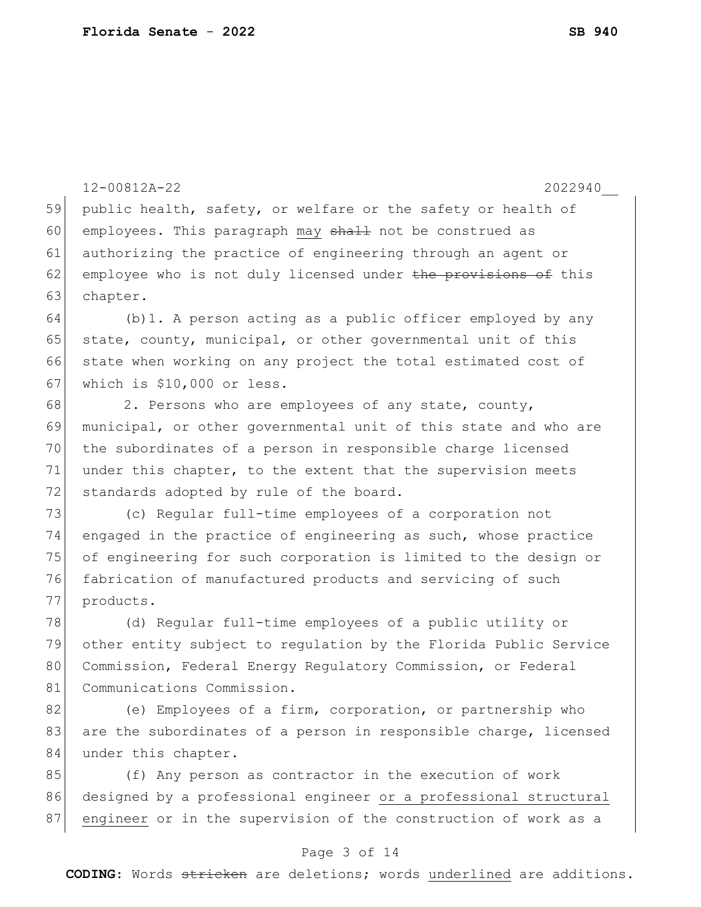public health, safety, or welfare or the safety or health of employees. This paragraph may ~~shall~~ not be construed as authorizing the practice of engineering through an agent or employee who is not duly licensed under ~~the provisions of~~ this chapter.

(b)1. A person acting as a public officer employed by any state, county, municipal, or other governmental unit of this state when working on any project the total estimated cost of which is $10,000 or less.

2. Persons who are employees of any state, county, municipal, or other governmental unit of this state and who are the subordinates of a person in responsible charge licensed under this chapter, to the extent that the supervision meets standards adopted by rule of the board.

(c) Regular full-time employees of a corporation not engaged in the practice of engineering as such, whose practice of engineering for such corporation is limited to the design or fabrication of manufactured products and servicing of such products.

(d) Regular full-time employees of a public utility or other entity subject to regulation by the Florida Public Service Commission, Federal Energy Regulatory Commission, or Federal Communications Commission.

(e) Employees of a firm, corporation, or partnership who are the subordinates of a person in responsible charge, licensed under this chapter.

(f) Any person as contractor in the execution of work designed by a professional engineer <u>or a professional structural engineer</u> or in the supervision of the construction of work as a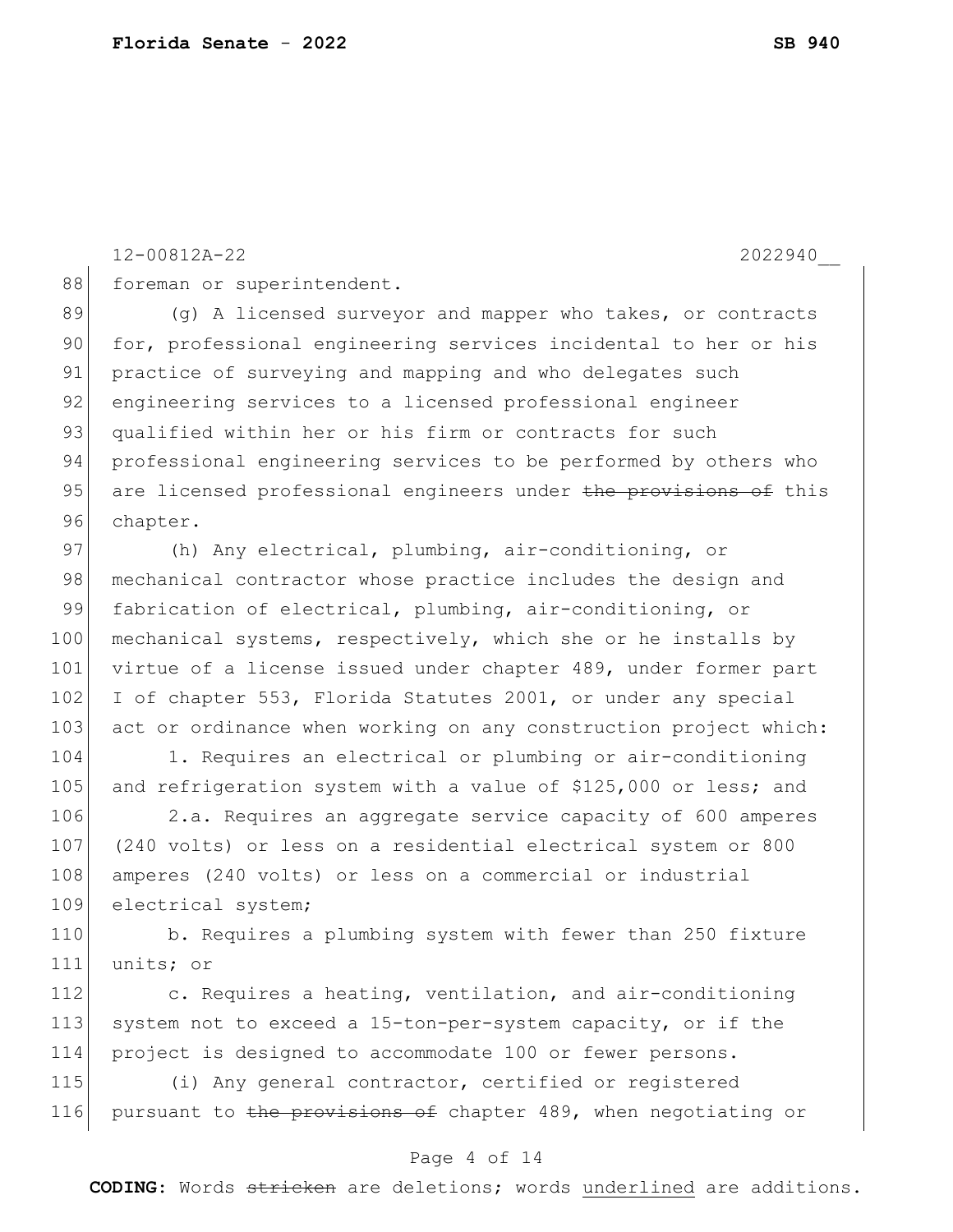foreman or superintendent.

(g) A licensed surveyor and mapper who takes, or contracts for, professional engineering services incidental to her or his practice of surveying and mapping and who delegates such engineering services to a licensed professional engineer qualified within her or his firm or contracts for such professional engineering services to be performed by others who are licensed professional engineers under ~~the provisions of~~ this chapter.

(h) Any electrical, plumbing, air-conditioning, or mechanical contractor whose practice includes the design and fabrication of electrical, plumbing, air-conditioning, or mechanical systems, respectively, which she or he installs by virtue of a license issued under chapter 489, under former part I of chapter 553, Florida Statutes 2001, or under any special act or ordinance when working on any construction project which:

1. Requires an electrical or plumbing or air-conditioning and refrigeration system with a value of $125,000 or less; and

2.a. Requires an aggregate service capacity of 600 amperes (240 volts) or less on a residential electrical system or 800 amperes (240 volts) or less on a commercial or industrial electrical system;

b. Requires a plumbing system with fewer than 250 fixture units; or

c. Requires a heating, ventilation, and air-conditioning system not to exceed a 15-ton-per-system capacity, or if the project is designed to accommodate 100 or fewer persons.

(i) Any general contractor, certified or registered pursuant to ~~the provisions of~~ chapter 489, when negotiating or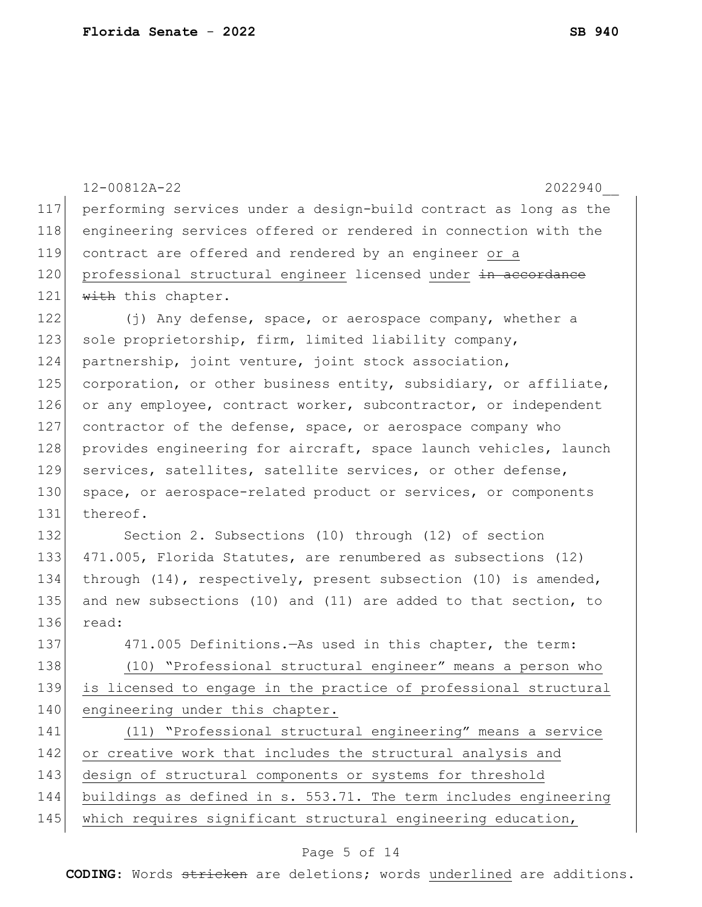performing services under a design-build contract as long as the engineering services offered or rendered in connection with the contract are offered and rendered by an engineer <u>or a professional structural engineer</u> licensed <u>under</u> ~~in accordance with~~ this chapter.

(j) Any defense, space, or aerospace company, whether a sole proprietorship, firm, limited liability company, partnership, joint venture, joint stock association, corporation, or other business entity, subsidiary, or affiliate, or any employee, contract worker, subcontractor, or independent contractor of the defense, space, or aerospace company who provides engineering for aircraft, space launch vehicles, launch services, satellites, satellite services, or other defense, space, or aerospace-related product or services, or components thereof.

Section 2. Subsections (10) through (12) of section 471.005, Florida Statutes, are renumbered as subsections (12) through (14), respectively, present subsection (10) is amended, and new subsections (10) and (11) are added to that section, to read:

471.005 Definitions.—As used in this chapter, the term:

<u>(10) "Professional structural engineer" means a person who is licensed to engage in the practice of professional structural engineering under this chapter.</u>

<u>(11) "Professional structural engineering" means a service or creative work that includes the structural analysis and design of structural components or systems for threshold buildings as defined in s. 553.71. The term includes engineering which requires significant structural engineering education,</u>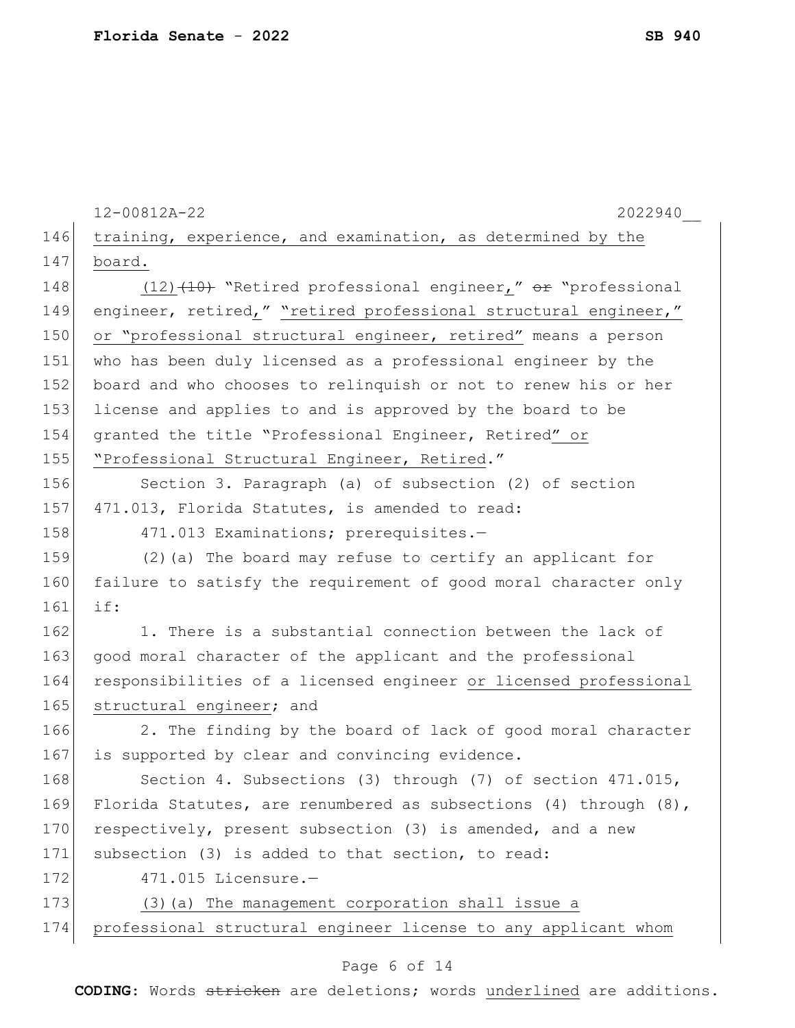training, experience, and examination, as determined by the board.

(12) ~~(10)~~ "Retired professional engineer," ~~or~~ "professional engineer, retired," "retired professional structural engineer," or "professional structural engineer, retired" means a person who has been duly licensed as a professional engineer by the board and who chooses to relinquish or not to renew his or her license and applies to and is approved by the board to be granted the title "Professional Engineer, Retired" or "Professional Structural Engineer, Retired."

Section 3. Paragraph (a) of subsection (2) of section 471.013, Florida Statutes, is amended to read:

471.013 Examinations; prerequisites.—

(2)(a) The board may refuse to certify an applicant for failure to satisfy the requirement of good moral character only if:

1. There is a substantial connection between the lack of good moral character of the applicant and the professional responsibilities of a licensed engineer or licensed professional structural engineer; and

2. The finding by the board of lack of good moral character is supported by clear and convincing evidence.

Section 4. Subsections (3) through (7) of section 471.015, Florida Statutes, are renumbered as subsections (4) through (8), respectively, present subsection (3) is amended, and a new subsection (3) is added to that section, to read:

471.015 Licensure.—

(3)(a) The management corporation shall issue a professional structural engineer license to any applicant whom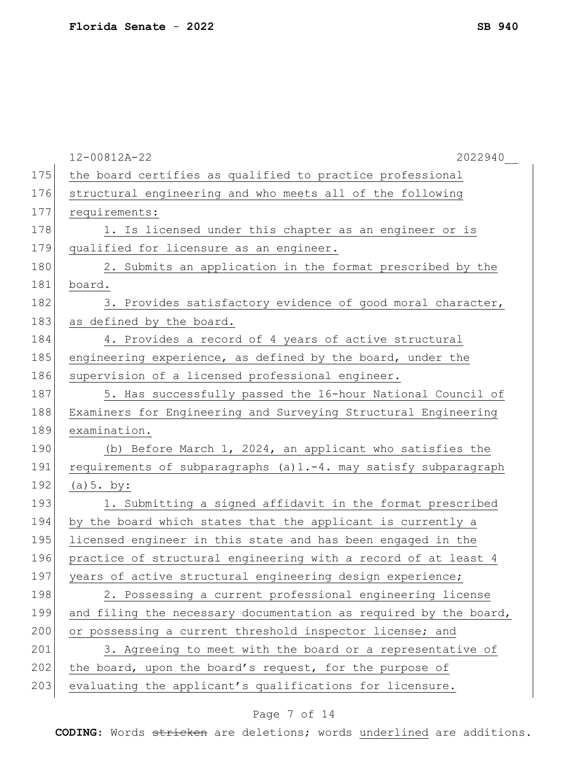the board certifies as qualified to practice professional structural engineering and who meets all of the following requirements:

1. Is licensed under this chapter as an engineer or is qualified for licensure as an engineer.

2. Submits an application in the format prescribed by the board.

3. Provides satisfactory evidence of good moral character, as defined by the board.

4. Provides a record of 4 years of active structural engineering experience, as defined by the board, under the supervision of a licensed professional engineer.

5. Has successfully passed the 16-hour National Council of Examiners for Engineering and Surveying Structural Engineering examination.

(b) Before March 1, 2024, an applicant who satisfies the requirements of subparagraphs (a)1.-4. may satisfy subparagraph (a)5. by:

1. Submitting a signed affidavit in the format prescribed by the board which states that the applicant is currently a licensed engineer in this state and has been engaged in the practice of structural engineering with a record of at least 4 years of active structural engineering design experience;

2. Possessing a current professional engineering license and filing the necessary documentation as required by the board, or possessing a current threshold inspector license; and

3. Agreeing to meet with the board or a representative of the board, upon the board's request, for the purpose of evaluating the applicant's qualifications for licensure.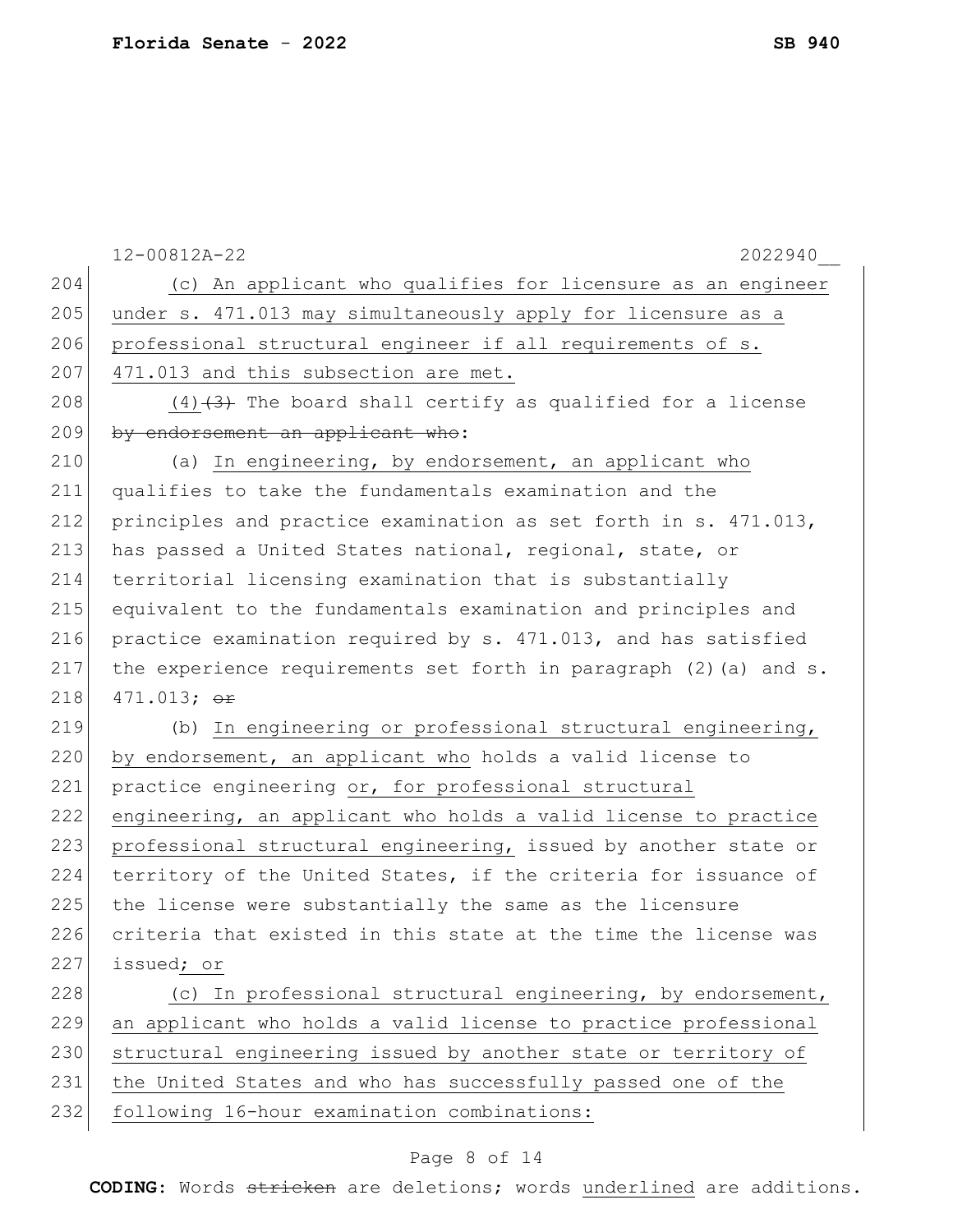(c) <u>An applicant who qualifies for licensure as an engineer under s. 471.013 may simultaneously apply for licensure as a professional structural engineer if all requirements of s. 471.013 and this subsection are met.</u>

<u>(4)</u>~~(3)~~ The board shall certify as qualified for a license ~~by endorsement an applicant who~~:

(a) <u>In engineering, by endorsement, an applicant who</u> qualifies to take the fundamentals examination and the principles and practice examination as set forth in s. 471.013, has passed a United States national, regional, state, or territorial licensing examination that is substantially equivalent to the fundamentals examination and principles and practice examination required by s. 471.013, and has satisfied the experience requirements set forth in paragraph (2)(a) and s. 471.013; ~~or~~

(b) <u>In engineering or professional structural engineering, by endorsement, an applicant who</u> holds a valid license to practice engineering <u>or, for professional structural engineering, an applicant who holds a valid license to practice professional structural engineering,</u> issued by another state or territory of the United States, if the criteria for issuance of the license were substantially the same as the licensure criteria that existed in this state at the time the license was issued<u>; or</u>

<u>(c) In professional structural engineering, by endorsement, an applicant who holds a valid license to practice professional structural engineering issued by another state or territory of the United States and who has successfully passed one of the following 16-hour examination combinations:</u>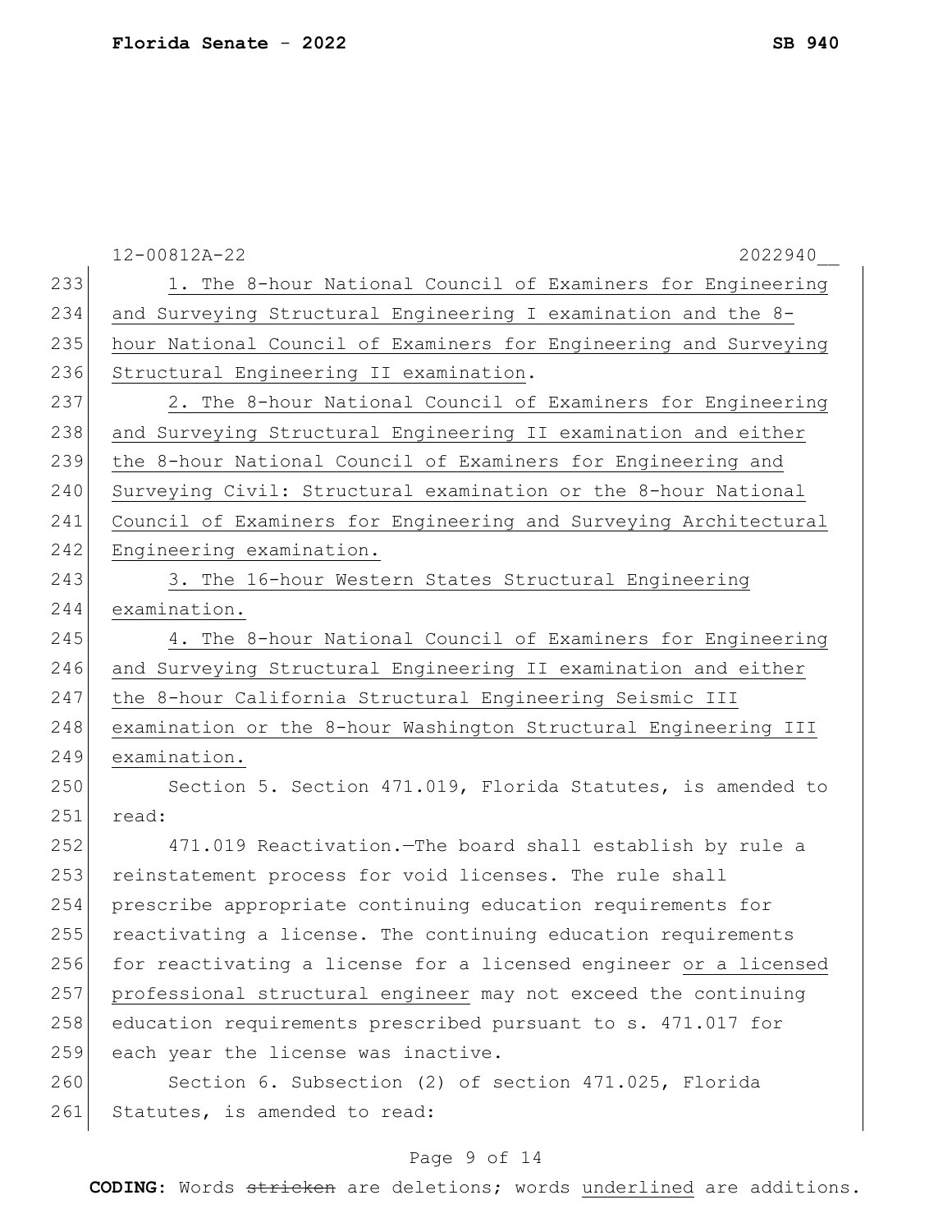1. The 8-hour National Council of Examiners for Engineering and Surveying Structural Engineering I examination and the 8-hour National Council of Examiners for Engineering and Surveying Structural Engineering II examination.

2. The 8-hour National Council of Examiners for Engineering and Surveying Structural Engineering II examination and either the 8-hour National Council of Examiners for Engineering and Surveying Civil: Structural examination or the 8-hour National Council of Examiners for Engineering and Surveying Architectural Engineering examination.

3. The 16-hour Western States Structural Engineering examination.

4. The 8-hour National Council of Examiners for Engineering and Surveying Structural Engineering II examination and either the 8-hour California Structural Engineering Seismic III examination or the 8-hour Washington Structural Engineering III examination.

Section 5. Section 471.019, Florida Statutes, is amended to read:

471.019 Reactivation.—The board shall establish by rule a reinstatement process for void licenses. The rule shall prescribe appropriate continuing education requirements for reactivating a license. The continuing education requirements for reactivating a license for a licensed engineer or a licensed professional structural engineer may not exceed the continuing education requirements prescribed pursuant to s. 471.017 for each year the license was inactive.

Section 6. Subsection (2) of section 471.025, Florida Statutes, is amended to read: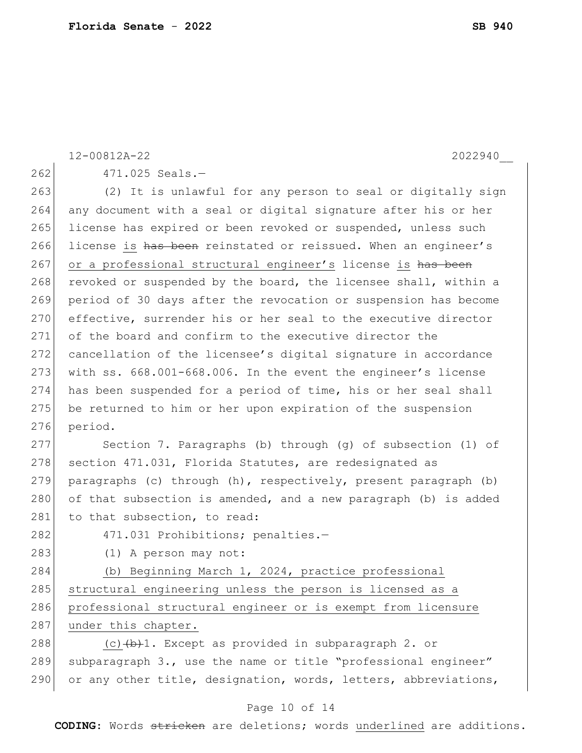471.025 Seals.—

(2) It is unlawful for any person to seal or digitally sign any document with a seal or digital signature after his or her license has expired or been revoked or suspended, unless such license is ~~has been~~ reinstated or reissued. When an engineer's or a professional structural engineer's license is ~~has been~~ revoked or suspended by the board, the licensee shall, within a period of 30 days after the revocation or suspension has become effective, surrender his or her seal to the executive director of the board and confirm to the executive director the cancellation of the licensee's digital signature in accordance with ss. 668.001-668.006. In the event the engineer's license has been suspended for a period of time, his or her seal shall be returned to him or her upon expiration of the suspension period.

Section 7. Paragraphs (b) through (g) of subsection (1) of section 471.031, Florida Statutes, are redesignated as paragraphs (c) through (h), respectively, present paragraph (b) of that subsection is amended, and a new paragraph (b) is added to that subsection, to read:

471.031 Prohibitions; penalties.—

(1) A person may not:

(b) Beginning March 1, 2024, practice professional structural engineering unless the person is licensed as a professional structural engineer or is exempt from licensure under this chapter.

(c) ~~(b)~~ 1. Except as provided in subparagraph 2. or subparagraph 3., use the name or title "professional engineer" or any other title, designation, words, letters, abbreviations,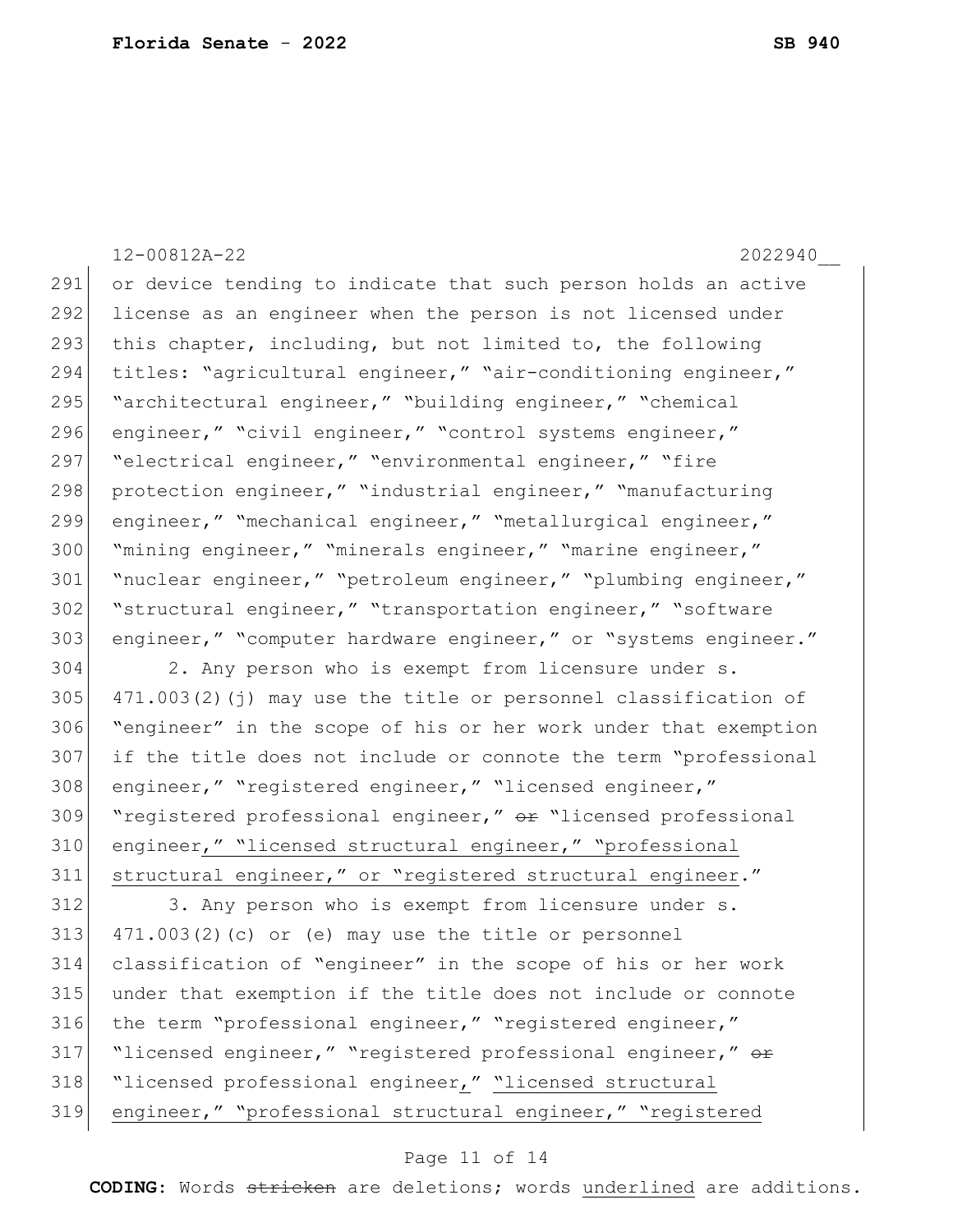12-00812A-22 2022940__

291 or device tending to indicate that such person holds an active
292 license as an engineer when the person is not licensed under
293 this chapter, including, but not limited to, the following
294 titles: "agricultural engineer," "air-conditioning engineer,"
295 "architectural engineer," "building engineer," "chemical
296 engineer," "civil engineer," "control systems engineer,"
297 "electrical engineer," "environmental engineer," "fire
298 protection engineer," "industrial engineer," "manufacturing
299 engineer," "mechanical engineer," "metallurgical engineer,"
300 "mining engineer," "minerals engineer," "marine engineer,"
301 "nuclear engineer," "petroleum engineer," "plumbing engineer,"
302 "structural engineer," "transportation engineer," "software
303 engineer," "computer hardware engineer," or "systems engineer."

304 2. Any person who is exempt from licensure under s.
305 471.003(2)(j) may use the title or personnel classification of
306 "engineer" in the scope of his or her work under that exemption
307 if the title does not include or connote the term "professional
308 engineer," "registered engineer," "licensed engineer,"
309 "registered professional engineer," ~~or~~ "licensed professional
310 engineer<u>," "licensed structural engineer," "professional</u>
311 <u>structural engineer," or "registered structural engineer</u>."

312 3. Any person who is exempt from licensure under s.
313 471.003(2)(c) or (e) may use the title or personnel
314 classification of "engineer" in the scope of his or her work
315 under that exemption if the title does not include or connote
316 the term "professional engineer," "registered engineer,"
317 "licensed engineer," "registered professional engineer," ~~or~~
318 "licensed professional engineer<u>,</u>" <u>"licensed structural</u>
319 <u>engineer," "professional structural engineer," "registered</u>

**CODING:** Words ~~stricken~~ are deletions; words <u>underlined</u> are additions.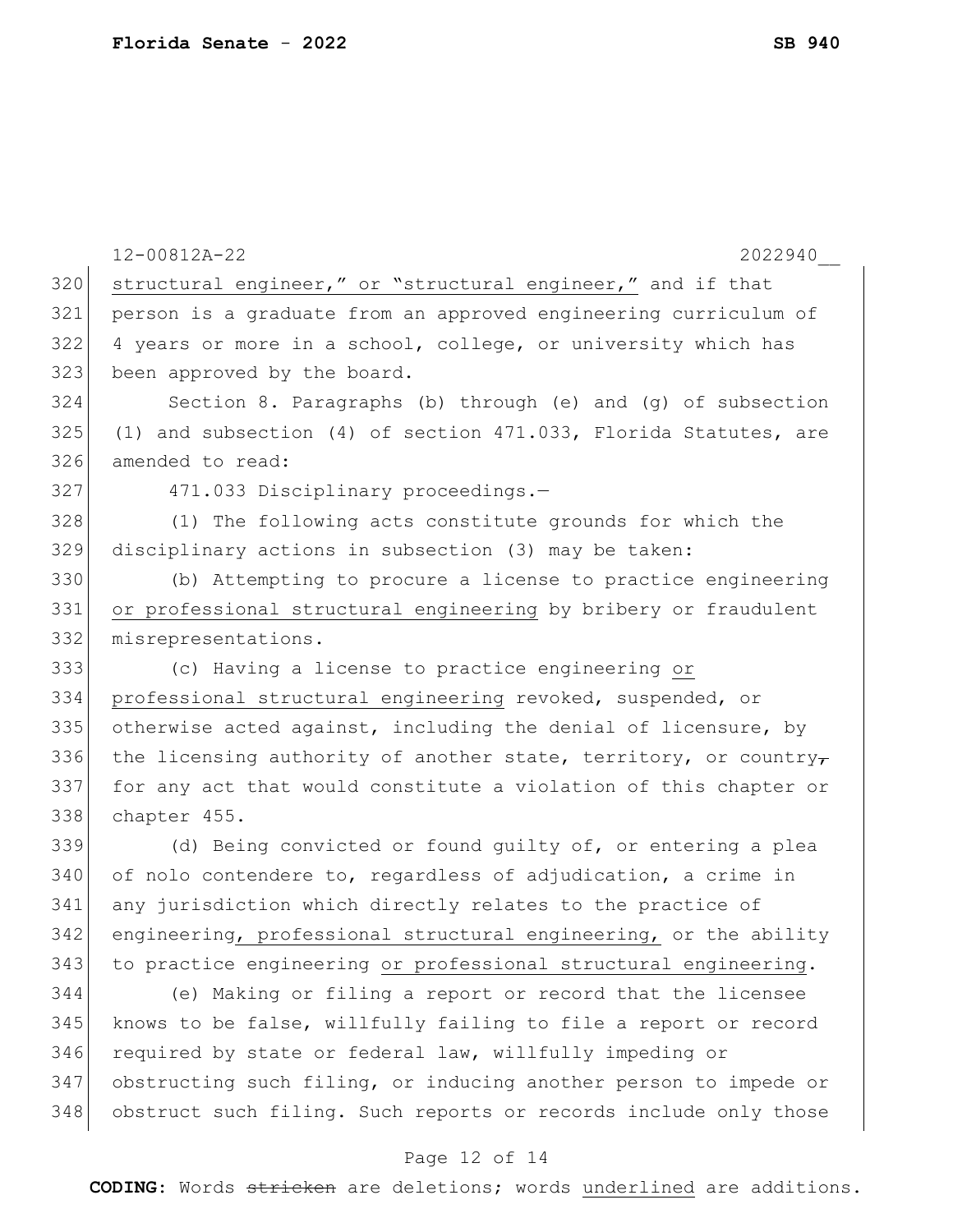structural engineer," or "structural engineer," and if that person is a graduate from an approved engineering curriculum of 4 years or more in a school, college, or university which has been approved by the board.

Section 8. Paragraphs (b) through (e) and (g) of subsection (1) and subsection (4) of section 471.033, Florida Statutes, are amended to read:

471.033 Disciplinary proceedings.—

(1) The following acts constitute grounds for which the disciplinary actions in subsection (3) may be taken:

(b) Attempting to procure a license to practice engineering <u>or professional structural engineering</u> by bribery or fraudulent misrepresentations.

(c) Having a license to practice engineering <u>or professional structural engineering</u> revoked, suspended, or otherwise acted against, including the denial of licensure, by the licensing authority of another state, territory, or country~~,~~ for any act that would constitute a violation of this chapter or chapter 455.

(d) Being convicted or found guilty of, or entering a plea of nolo contendere to, regardless of adjudication, a crime in any jurisdiction which directly relates to the practice of engineering<u>, professional structural engineering,</u> or the ability to practice engineering <u>or professional structural engineering</u>.

(e) Making or filing a report or record that the licensee knows to be false, willfully failing to file a report or record required by state or federal law, willfully impeding or obstructing such filing, or inducing another person to impede or obstruct such filing. Such reports or records include only those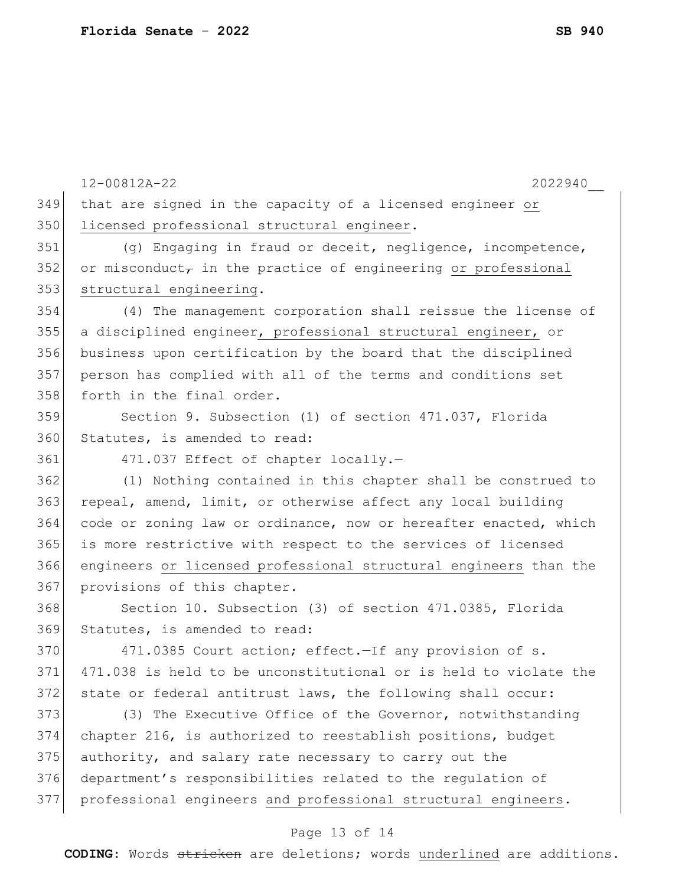that are signed in the capacity of a licensed engineer <u>or licensed professional structural engineer</u>.

(g) Engaging in fraud or deceit, negligence, incompetence, or misconduct~~,~~ in the practice of engineering <u>or professional structural engineering</u>.

(4) The management corporation shall reissue the license of a disciplined engineer<u>, professional structural engineer,</u> or business upon certification by the board that the disciplined person has complied with all of the terms and conditions set forth in the final order.

Section 9. Subsection (1) of section 471.037, Florida Statutes, is amended to read:

471.037 Effect of chapter locally.—

(1) Nothing contained in this chapter shall be construed to repeal, amend, limit, or otherwise affect any local building code or zoning law or ordinance, now or hereafter enacted, which is more restrictive with respect to the services of licensed engineers <u>or licensed professional structural engineers</u> than the provisions of this chapter.

Section 10. Subsection (3) of section 471.0385, Florida Statutes, is amended to read:

471.0385 Court action; effect.—If any provision of s. 471.038 is held to be unconstitutional or is held to violate the state or federal antitrust laws, the following shall occur:

(3) The Executive Office of the Governor, notwithstanding chapter 216, is authorized to reestablish positions, budget authority, and salary rate necessary to carry out the department's responsibilities related to the regulation of professional engineers <u>and professional structural engineers</u>.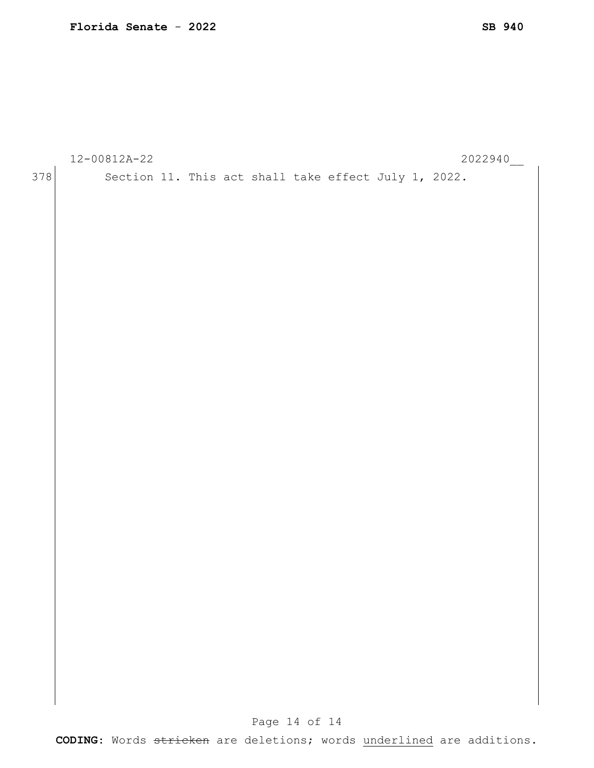378 Section 11. This act shall take effect July 1, 2022.